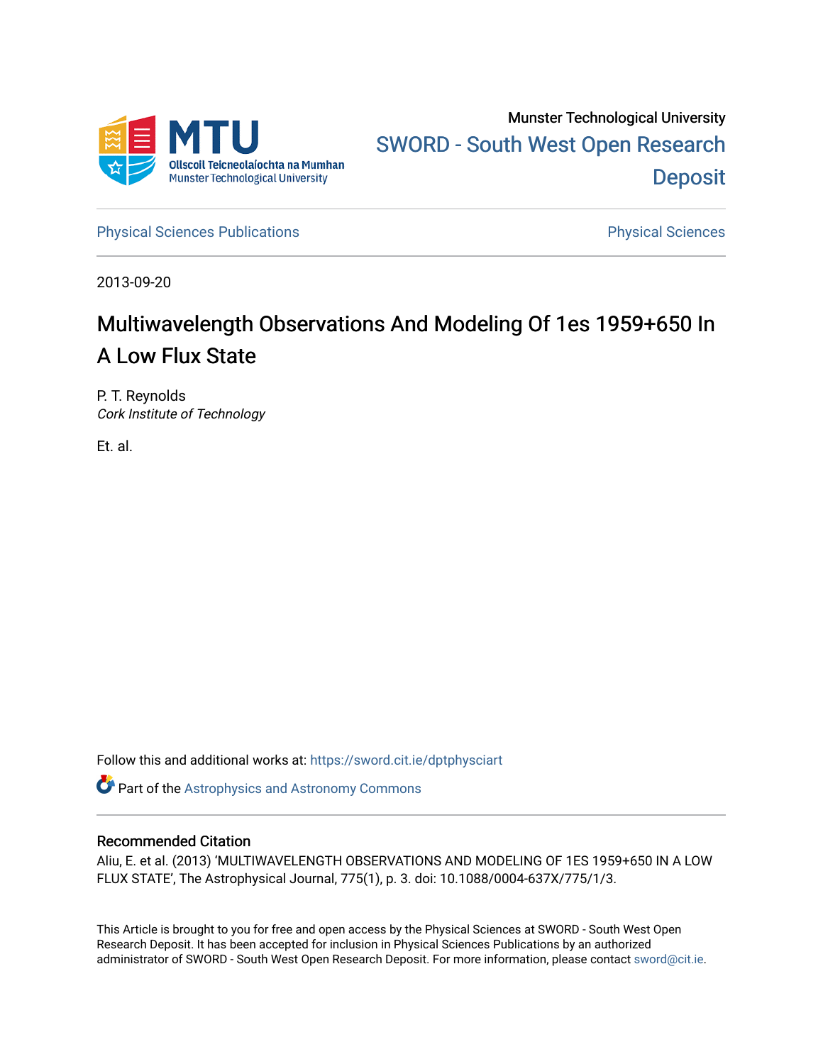Munster Technological University

SWORD - South West Open Research Deposit

Physical Sciences Publications | Physical Sciences

2013-09-20

# Multiwavelength Observations And Modeling Of 1es 1959+650 In A Low Flux State

P. T. Reynolds
*Cork Institute of Technology*

Et. al.

Follow this and additional works at: https://sword.cit.ie/dptphysciart

Part of the Astrophysics and Astronomy Commons

## Recommended Citation

Aliu, E. et al. (2013) 'MULTIWAVELENGTH OBSERVATIONS AND MODELING OF 1ES 1959+650 IN A LOW FLUX STATE', The Astrophysical Journal, 775(1), p. 3. doi: 10.1088/0004-637X/775/1/3.

This Article is brought to you for free and open access by the Physical Sciences at SWORD - South West Open Research Deposit. It has been accepted for inclusion in Physical Sciences Publications by an authorized administrator of SWORD - South West Open Research Deposit. For more information, please contact sword@cit.ie.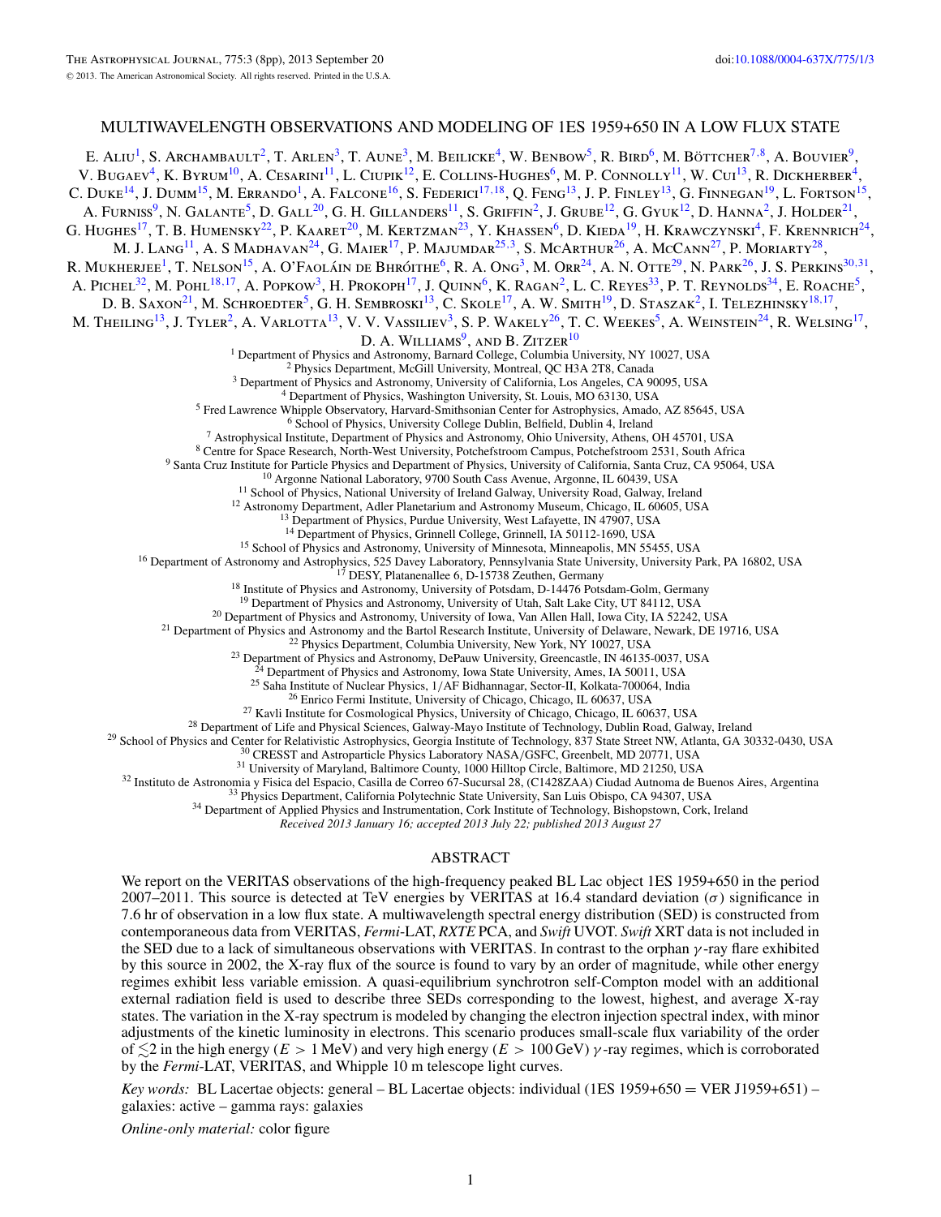# MULTIWAVELENGTH OBSERVATIONS AND MODELING OF 1ES 1959+650 IN A LOW FLUX STATE

E. Aliu[1], S. Archambault[2], T. Arlen[3], T. Aune[3], M. Beilicke[4], W. Benbow[5], R. Bird[6], M. Böttcher[7,8], A. Bouvier[9], V. Bugaev[4], K. Byrum[10], A. Cesarini[11], L. Ciupik[12], E. Collins-Hughes[6], M. P. Connolly[11], W. Cui[13], R. Dickherber[4], C. Duke[14], J. Dumm[15], M. Errando[1], A. Falcone[16], S. Federici[17,18], Q. Feng[13], J. P. Finley[13], G. Finnegan[19], L. Fortson[15], A. Furniss[9], N. Galante[5], D. Gall[20], G. H. Gillanders[11], S. Griffin[2], J. Grube[12], G. Gyuk[12], D. Hanna[2], J. Holder[21], G. Hughes[17], T. B. Humensky[22], P. Kaaret[20], M. Kertzman[23], Y. Khassen[6], D. Kieda[19], H. Krawczynski[4], F. Krennrich[24], M. J. Lang[11], A. S Madhavan[24], G. Maier[17], P. Majumdar[25,3], S. McArthur[26], A. McCann[27], P. Moriarty[28], R. Mukherjee[1], T. Nelson[15], A. O'Faoláin de Bhróithe[6], R. A. Ong[3], M. Orr[24], A. N. Otte[29], N. Park[26], J. S. Perkins[30,31], A. Pichel[32], M. Pohl[18,17], A. Popkow[3], H. Prokoph[17], J. Quinn[6], K. Ragan[2], L. C. Reyes[33], P. T. Reynolds[34], E. Roache[5], D. B. Saxon[21], M. Schroedter[5], G. H. Sembroski[13], C. Skole[17], A. W. Smith[19], D. Staszak[2], I. Telezhinsky[18,17], M. Theiling[13], J. Tyler[2], A. Varlotta[13], V. V. Vassiliev[3], S. P. Wakely[26], T. C. Weekes[5], A. Weinstein[24], R. Welsing[17], D. A. Williams[9], and B. Zitzer[10]

[1] Department of Physics and Astronomy, Barnard College, Columbia University, NY 10027, USA
[2] Physics Department, McGill University, Montreal, QC H3A 2T8, Canada
[3] Department of Physics and Astronomy, University of California, Los Angeles, CA 90095, USA
[4] Department of Physics, Washington University, St. Louis, MO 63130, USA
[5] Fred Lawrence Whipple Observatory, Harvard-Smithsonian Center for Astrophysics, Amado, AZ 85645, USA
[6] School of Physics, University College Dublin, Belfield, Dublin 4, Ireland
[7] Astrophysical Institute, Department of Physics and Astronomy, Ohio University, Athens, OH 45701, USA
[8] Centre for Space Research, North-West University, Potchefstroom Campus, Potchefstroom 2531, South Africa
[9] Santa Cruz Institute for Particle Physics and Department of Physics, University of California, Santa Cruz, CA 95064, USA
[10] Argonne National Laboratory, 9700 South Cass Avenue, Argonne, IL 60439, USA
[11] School of Physics, National University of Ireland Galway, University Road, Galway, Ireland
[12] Astronomy Department, Adler Planetarium and Astronomy Museum, Chicago, IL 60605, USA
[13] Department of Physics, Purdue University, West Lafayette, IN 47907, USA
[14] Department of Physics, Grinnell College, Grinnell, IA 50112-1690, USA
[15] School of Physics and Astronomy, University of Minnesota, Minneapolis, MN 55455, USA
[16] Department of Astronomy and Astrophysics, 525 Davey Laboratory, Pennsylvania State University, University Park, PA 16802, USA
[17] DESY, Platanenallee 6, D-15738 Zeuthen, Germany
[18] Institute of Physics and Astronomy, University of Potsdam, D-14476 Potsdam-Golm, Germany
[19] Department of Physics and Astronomy, University of Utah, Salt Lake City, UT 84112, USA
[20] Department of Physics and Astronomy, University of Iowa, Van Allen Hall, Iowa City, IA 52242, USA
[21] Department of Physics and Astronomy and the Bartol Research Institute, University of Delaware, Newark, DE 19716, USA
[22] Physics Department, Columbia University, New York, NY 10027, USA
[23] Department of Physics and Astronomy, DePauw University, Greencastle, IN 46135-0037, USA
[24] Department of Physics and Astronomy, Iowa State University, Ames, IA 50011, USA
[25] Saha Institute of Nuclear Physics, 1/AF Bidhannagar, Sector-II, Kolkata-700064, India
[26] Enrico Fermi Institute, University of Chicago, Chicago, IL 60637, USA
[27] Kavli Institute for Cosmological Physics, University of Chicago, Chicago, IL 60637, USA
[28] Department of Life and Physical Sciences, Galway-Mayo Institute of Technology, Dublin Road, Galway, Ireland
[29] School of Physics and Center for Relativistic Astrophysics, Georgia Institute of Technology, 837 State Street NW, Atlanta, GA 30332-0430, USA
[30] CRESST and Astroparticle Physics Laboratory NASA/GSFC, Greenbelt, MD 20771, USA
[31] University of Maryland, Baltimore County, 1000 Hilltop Circle, Baltimore, MD 21250, USA
[32] Instituto de Astronomia y Fisica del Espacio, Casilla de Correo 67-Sucursal 28, (C1428ZAA) Ciudad Autnoma de Buenos Aires, Argentina
[33] Physics Department, California Polytechnic State University, San Luis Obispo, CA 94307, USA
[34] Department of Applied Physics and Instrumentation, Cork Institute of Technology, Bishopstown, Cork, Ireland

*Received 2013 January 16; accepted 2013 July 22; published 2013 August 27*

## ABSTRACT

We report on the VERITAS observations of the high-frequency peaked BL Lac object 1ES 1959+650 in the period 2007–2011. This source is detected at TeV energies by VERITAS at 16.4 standard deviation ($\sigma$) significance in 7.6 hr of observation in a low flux state. A multiwavelength spectral energy distribution (SED) is constructed from contemporaneous data from VERITAS, *Fermi*-LAT, *RXTE* PCA, and *Swift* UVOT. *Swift* XRT data is not included in the SED due to a lack of simultaneous observations with VERITAS. In contrast to the orphan $\gamma$-ray flare exhibited by this source in 2002, the X-ray flux of the source is found to vary by an order of magnitude, while other energy regimes exhibit less variable emission. A quasi-equilibrium synchrotron self-Compton model with an additional external radiation field is used to describe three SEDs corresponding to the lowest, highest, and average X-ray states. The variation in the X-ray spectrum is modeled by changing the electron injection spectral index, with minor adjustments of the kinetic luminosity in electrons. This scenario produces small-scale flux variability of the order of $\lesssim 2$ in the high energy ($E > 1$ MeV) and very high energy ($E > 100$ GeV) $\gamma$-ray regimes, which is corroborated by the *Fermi*-LAT, VERITAS, and Whipple 10 m telescope light curves.

*Key words:* BL Lacertae objects: general – BL Lacertae objects: individual (1ES 1959+650 = VER J1959+651) – galaxies: active – gamma rays: galaxies

*Online-only material:* color figure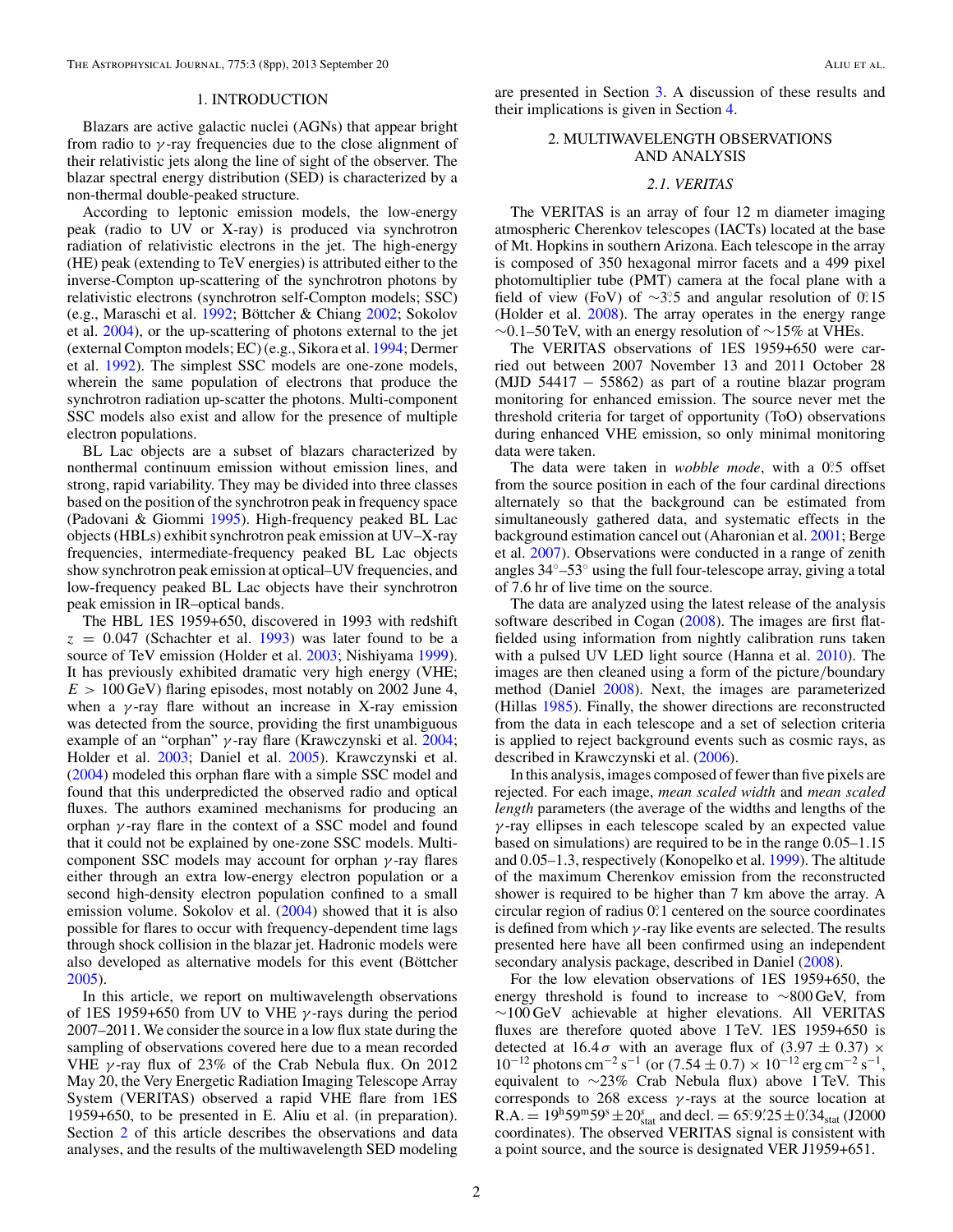## 1. INTRODUCTION

Blazars are active galactic nuclei (AGNs) that appear bright from radio to $\gamma$-ray frequencies due to the close alignment of their relativistic jets along the line of sight of the observer. The blazar spectral energy distribution (SED) is characterized by a non-thermal double-peaked structure.

According to leptonic emission models, the low-energy peak (radio to UV or X-ray) is produced via synchrotron radiation of relativistic electrons in the jet. The high-energy (HE) peak (extending to TeV energies) is attributed either to the inverse-Compton up-scattering of the synchrotron photons by relativistic electrons (synchrotron self-Compton models; SSC) (e.g., Maraschi et al. 1992; Böttcher & Chiang 2002; Sokolov et al. 2004), or the up-scattering of photons external to the jet (external Compton models; EC) (e.g., Sikora et al. 1994; Dermer et al. 1992). The simplest SSC models are one-zone models, wherein the same population of electrons that produce the synchrotron radiation up-scatter the photons. Multi-component SSC models also exist and allow for the presence of multiple electron populations.

BL Lac objects are a subset of blazars characterized by nonthermal continuum emission without emission lines, and strong, rapid variability. They may be divided into three classes based on the position of the synchrotron peak in frequency space (Padovani & Giommi 1995). High-frequency peaked BL Lac objects (HBLs) exhibit synchrotron peak emission at UV–X-ray frequencies, intermediate-frequency peaked BL Lac objects show synchrotron peak emission at optical–UV frequencies, and low-frequency peaked BL Lac objects have their synchrotron peak emission in IR–optical bands.

The HBL 1ES 1959+650, discovered in 1993 with redshift $z = 0.047$ (Schachter et al. 1993) was later found to be a source of TeV emission (Holder et al. 2003; Nishiyama 1999). It has previously exhibited dramatic very high energy (VHE; $E > 100$ GeV) flaring episodes, most notably on 2002 June 4, when a $\gamma$-ray flare without an increase in X-ray emission was detected from the source, providing the first unambiguous example of an "orphan" $\gamma$-ray flare (Krawczynski et al. 2004; Holder et al. 2003; Daniel et al. 2005). Krawczynski et al. (2004) modeled this orphan flare with a simple SSC model and found that this underpredicted the observed radio and optical fluxes. The authors examined mechanisms for producing an orphan $\gamma$-ray flare in the context of a SSC model and found that it could not be explained by one-zone SSC models. Multi-component SSC models may account for orphan $\gamma$-ray flares either through an extra low-energy electron population or a second high-density electron population confined to a small emission volume. Sokolov et al. (2004) showed that it is also possible for flares to occur with frequency-dependent time lags through shock collision in the blazar jet. Hadronic models were also developed as alternative models for this event (Böttcher 2005).

In this article, we report on multiwavelength observations of 1ES 1959+650 from UV to VHE $\gamma$-rays during the period 2007–2011. We consider the source in a low flux state during the sampling of observations covered here due to a mean recorded VHE $\gamma$-ray flux of 23% of the Crab Nebula flux. On 2012 May 20, the Very Energetic Radiation Imaging Telescope Array System (VERITAS) observed a rapid VHE flare from 1ES 1959+650, to be presented in E. Aliu et al. (in preparation). Section 2 of this article describes the observations and data analyses, and the results of the multiwavelength SED modeling are presented in Section 3. A discussion of these results and their implications is given in Section 4.

## 2. MULTIWAVELENGTH OBSERVATIONS AND ANALYSIS

### 2.1. VERITAS

The VERITAS is an array of four 12 m diameter imaging atmospheric Cherenkov telescopes (IACTs) located at the base of Mt. Hopkins in southern Arizona. Each telescope in the array is composed of 350 hexagonal mirror facets and a 499 pixel photomultiplier tube (PMT) camera at the focal plane with a field of view (FoV) of $\sim 3\overset{\circ}{.}5$ and angular resolution of $0\overset{\circ}{.}15$ (Holder et al. 2008). The array operates in the energy range $\sim$0.1–50 TeV, with an energy resolution of $\sim$15% at VHEs.

The VERITAS observations of 1ES 1959+650 were carried out between 2007 November 13 and 2011 October 28 (MJD 54417 − 55862) as part of a routine blazar program monitoring for enhanced emission. The source never met the threshold criteria for target of opportunity (ToO) observations during enhanced VHE emission, so only minimal monitoring data were taken.

The data were taken in *wobble mode*, with a $0\overset{\circ}{.}5$ offset from the source position in each of the four cardinal directions alternately so that the background can be estimated from simultaneously gathered data, and systematic effects in the background estimation cancel out (Aharonian et al. 2001; Berge et al. 2007). Observations were conducted in a range of zenith angles $34^\circ$–$53^\circ$ using the full four-telescope array, giving a total of 7.6 hr of live time on the source.

The data are analyzed using the latest release of the analysis software described in Cogan (2008). The images are first flat-fielded using information from nightly calibration runs taken with a pulsed UV LED light source (Hanna et al. 2010). The images are then cleaned using a form of the picture/boundary method (Daniel 2008). Next, the images are parameterized (Hillas 1985). Finally, the shower directions are reconstructed from the data in each telescope and a set of selection criteria is applied to reject background events such as cosmic rays, as described in Krawczynski et al. (2006).

In this analysis, images composed of fewer than five pixels are rejected. For each image, *mean scaled width* and *mean scaled length* parameters (the average of the widths and lengths of the $\gamma$-ray ellipses in each telescope scaled by an expected value based on simulations) are required to be in the range 0.05–1.15 and 0.05–1.3, respectively (Konopelko et al. 1999). The altitude of the maximum Cherenkov emission from the reconstructed shower is required to be higher than 7 km above the array. A circular region of radius $0\overset{\circ}{.}1$ centered on the source coordinates is defined from which $\gamma$-ray like events are selected. The results presented here have all been confirmed using an independent secondary analysis package, described in Daniel (2008).

For the low elevation observations of 1ES 1959+650, the energy threshold is found to increase to $\sim$800 GeV, from $\sim$100 GeV achievable at higher elevations. All VERITAS fluxes are therefore quoted above 1 TeV. 1ES 1959+650 is detected at $16.4\sigma$ with an average flux of $(3.97 \pm 0.37) \times 10^{-12}$ photons cm$^{-2}$ s$^{-1}$ (or $(7.54 \pm 0.7) \times 10^{-12}$ erg cm$^{-2}$ s$^{-1}$, equivalent to $\sim$23% Crab Nebula flux) above 1 TeV. This corresponds to 268 excess $\gamma$-rays at the source location at R.A. = $19^{\mathrm{h}}59^{\mathrm{m}}59^{\mathrm{s}} \pm 20^{\mathrm{s}}_{\mathrm{stat}}$ and decl. = $65^\circ 9'\!.25 \pm 0'\!.34_{\mathrm{stat}}$ (J2000 coordinates). The observed VERITAS signal is consistent with a point source, and the source is designated VER J1959+651.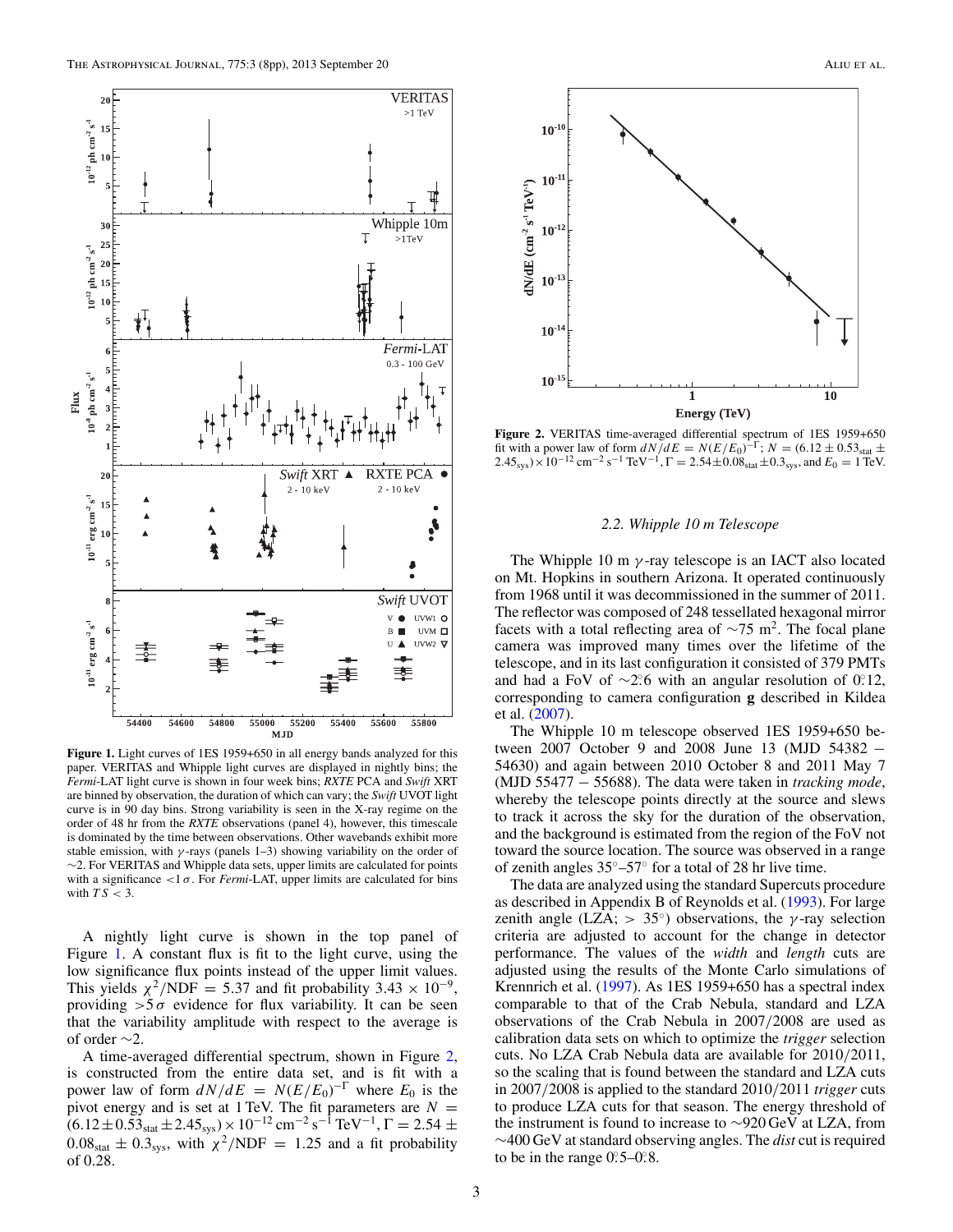**Figure 1.** Light curves of 1ES 1959+650 in all energy bands analyzed for this paper. VERITAS and Whipple light curves are displayed in nightly bins; the *Fermi*-LAT light curve is shown in four week bins; *RXTE* PCA and *Swift* XRT are binned by observation, the duration of which can vary; the *Swift* UVOT light curve is in 90 day bins. Strong variability is seen in the X-ray regime on the order of 48 hr from the *RXTE* observations (panel 4), however, this timescale is dominated by the time between observations. Other wavebands exhibit more stable emission, with $\gamma$-rays (panels 1–3) showing variability on the order of $\sim$2. For VERITAS and Whipple data sets, upper limits are calculated for points with a significance $<1\,\sigma$. For *Fermi*-LAT, upper limits are calculated for bins with $TS < 3$.

A nightly light curve is shown in the top panel of Figure 1. A constant flux is fit to the light curve, using the low significance flux points instead of the upper limit values. This yields $\chi^2/\text{NDF} = 5.37$ and fit probability $3.43 \times 10^{-9}$, providing $>5\,\sigma$ evidence for flux variability. It can be seen that the variability amplitude with respect to the average is of order $\sim$2.

A time-averaged differential spectrum, shown in Figure 2, is constructed from the entire data set, and is fit with a power law of form $dN/dE = N(E/E_0)^{-\Gamma}$ where $E_0$ is the energy and is set at 1 TeV. The fit parameters are $N = (6.12 \pm 0.53_{\text{stat}} \pm 2.45_{\text{sys}}) \times 10^{-12}\ \text{cm}^{-2}\,\text{s}^{-1}\,\text{TeV}^{-1}$, $\Gamma = 2.54 \pm 0.08_{\text{stat}} \pm 0.3_{\text{sys}}$, with $\chi^2/\text{NDF} = 1.25$ and a fit probability of 0.28.

**Figure 2.** VERITAS time-averaged differential spectrum of 1ES 1959+650 fit with a power law of form $dN/dE = N(E/E_0)^{-\Gamma}$; $N = (6.12 \pm 0.53_{\text{stat}} \pm 2.45_{\text{sys}}) \times 10^{-12}\ \text{cm}^{-2}\,\text{s}^{-1}\,\text{TeV}^{-1}$, $\Gamma = 2.54 \pm 0.08_{\text{stat}} \pm 0.3_{\text{sys}}$, and $E_0 = 1$ TeV.

### 2.2. Whipple 10 m Telescope

The Whipple 10 m $\gamma$-ray telescope is an IACT also located on Mt. Hopkins in southern Arizona. It operated continuously from 1968 until it was decommissioned in the summer of 2011. The reflector was composed of 248 tessellated hexagonal mirror facets with a total reflecting area of $\sim$75 m$^2$. The focal plane camera was improved many times over the lifetime of the telescope, and in its last configuration it consisted of 379 PMTs and had a FoV of $\sim$2°.6 with an angular resolution of 0°.12, corresponding to camera configuration **g** described in Kildea et al. (2007).

The Whipple 10 m telescope observed 1ES 1959+650 between 2007 October 9 and 2008 June 13 (MJD 54382 − 54630) and again between 2010 October 8 and 2011 May 7 (MJD 55477 − 55688). The data were taken in *tracking mode*, whereby the telescope points directly at the source and slews to track it across the sky for the duration of the observation, and the background is estimated from the region of the FoV not toward the source location. The source was observed in a range of zenith angles 35°–57° for a total of 28 hr live time.

The data are analyzed using the standard Supercuts procedure as described in Appendix B of Reynolds et al. (1993). For large zenith angle (LZA; > 35°) observations, the $\gamma$-ray selection criteria are adjusted to account for the change in detector performance. The values of the *width* and *length* cuts are adjusted using the results of the Monte Carlo simulations of Krennrich et al. (1997). As 1ES 1959+650 has a spectral index comparable to that of the Crab Nebula, standard and LZA observations of the Crab Nebula in 2007/2008 are used as calibration data sets on which to optimize the *trigger* selection cuts. No LZA Crab Nebula data are available for 2010/2011, so the scaling that is found between the standard and LZA cuts in 2007/2008 is applied to the standard 2010/2011 *trigger* cuts to produce LZA cuts for that season. The energy threshold of the instrument is found to increase to $\sim$920 GeV at LZA, from $\sim$400 GeV at standard observing angles. The *dist* cut is required to be in the range 0°.5–0°.8.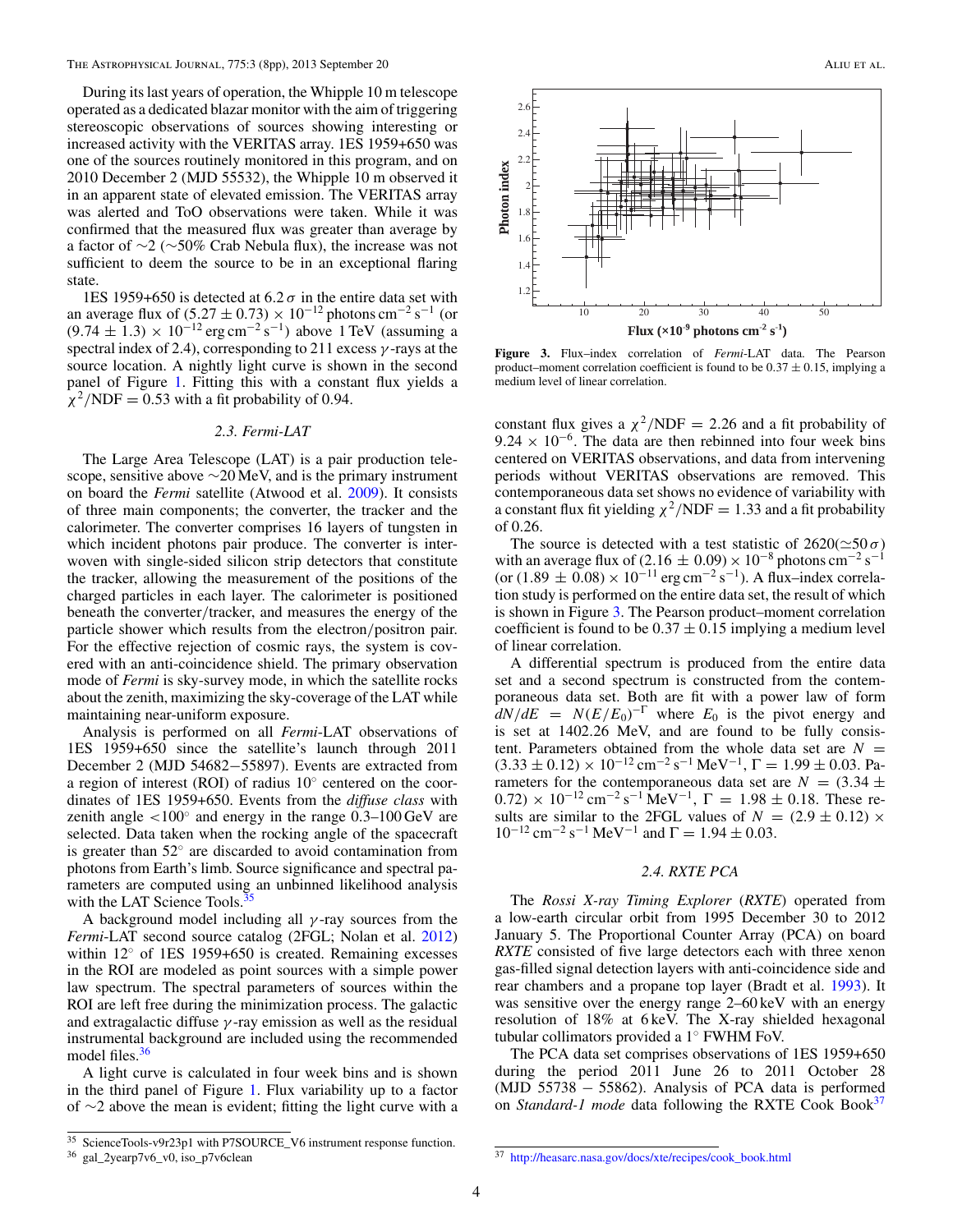During its last years of operation, the Whipple 10 m telescope operated as a dedicated blazar monitor with the aim of triggering stereoscopic observations of sources showing interesting or increased activity with the VERITAS array. 1ES 1959+650 was one of the sources routinely monitored in this program, and on 2010 December 2 (MJD 55532), the Whipple 10 m observed it in an apparent state of elevated emission. The VERITAS array was alerted and ToO observations were taken. While it was confirmed that the measured flux was greater than average by a factor of ∼2 (∼50% Crab Nebula flux), the increase was not sufficient to deem the source to be in an exceptional flaring state.

1ES 1959+650 is detected at $6.2\,\sigma$ in the entire data set with an average flux of $(5.27 \pm 0.73) \times 10^{-12}$ photons $\mathrm{cm^{-2}\,s^{-1}}$ (or $(9.74 \pm 1.3) \times 10^{-12}$ erg $\mathrm{cm^{-2}\,s^{-1}}$) above 1 TeV (assuming a spectral index of 2.4), corresponding to 211 excess $\gamma$-rays at the source location. A nightly light curve is shown in the second panel of Figure 1. Fitting this with a constant flux yields a $\chi^2/\mathrm{NDF} = 0.53$ with a fit probability of 0.94.

### 2.3. *Fermi*-LAT

The Large Area Telescope (LAT) is a pair production telescope, sensitive above ∼20 MeV, and is the primary instrument on board the *Fermi* satellite (Atwood et al. 2009). It consists of three main components; the converter, the tracker and the calorimeter. The converter comprises 16 layers of tungsten in which incident photons pair produce. The converter is interwoven with single-sided silicon strip detectors that constitute the tracker, allowing the measurement of the positions of the charged particles in each layer. The calorimeter is positioned beneath the converter/tracker, and measures the energy of the particle shower which results from the electron/positron pair. For the effective rejection of cosmic rays, the system is covered with an anti-coincidence shield. The primary observation mode of *Fermi* is sky-survey mode, in which the satellite rocks about the zenith, maximizing the sky-coverage of the LAT while maintaining near-uniform exposure.

Analysis is performed on all *Fermi*-LAT observations of 1ES 1959+650 since the satellite's launch through 2011 December 2 (MJD 54682−55897). Events are extracted from a region of interest (ROI) of radius 10° centered on the coordinates of 1ES 1959+650. Events from the *diffuse class* with zenith angle <100° and energy in the range 0.3–100 GeV are selected. Data taken when the rocking angle of the spacecraft is greater than 52° are discarded to avoid contamination from photons from Earth's limb. Source significance and spectral parameters are computed using an unbinned likelihood analysis with the LAT Science Tools.[35]

A background model including all $\gamma$-ray sources from the *Fermi*-LAT second source catalog (2FGL; Nolan et al. 2012) within 12° of 1ES 1959+650 is created. Remaining excesses in the ROI are modeled as point sources with a simple power law spectrum. The spectral parameters of sources within the ROI are left free during the minimization process. The galactic and extragalactic diffuse $\gamma$-ray emission as well as the residual instrumental background are included using the recommended model files.[36]

A light curve is calculated in four week bins and is shown in the third panel of Figure 1. Flux variability up to a factor of ∼2 above the mean is evident; fitting the light curve with a constant flux gives a $\chi^2/\mathrm{NDF} = 2.26$ and a fit probability of $9.24 \times 10^{-6}$. The data are then rebinned into four week bins centered on VERITAS observations, and data from intervening periods without VERITAS observations are removed. This contemporaneous data set shows no evidence of variability with a constant flux fit yielding $\chi^2/\mathrm{NDF} = 1.33$ and a fit probability of 0.26.

Figure 3. Flux–index correlation of *Fermi*-LAT data. The Pearson product–moment correlation coefficient is found to be $0.37 \pm 0.15$, implying a medium level of linear correlation.

The source is detected with a test statistic of 2620($\simeq 50\,\sigma$) with an average flux of $(2.16 \pm 0.09) \times 10^{-8}$ photons $\mathrm{cm^{-2}\,s^{-1}}$ (or $(1.89 \pm 0.08) \times 10^{-11}$ erg $\mathrm{cm^{-2}\,s^{-1}}$). A flux–index correlation study is performed on the entire data set, the result of which is shown in Figure 3. The Pearson product–moment correlation coefficient is found to be $0.37 \pm 0.15$ implying a medium level of linear correlation.

A differential spectrum is produced from the entire data set and a second spectrum is constructed from the contemporaneous data set. Both are fit with a power law of form $dN/dE = N(E/E_0)^{-\Gamma}$ where $E_0$ is the pivot energy and is set at 1402.26 MeV, and are found to be fully consistent. Parameters obtained from the whole data set are $N = (3.33 \pm 0.12) \times 10^{-12}\,\mathrm{cm^{-2}\,s^{-1}\,MeV^{-1}}$, $\Gamma = 1.99 \pm 0.03$. Parameters for the contemporaneous data set are $N = (3.34 \pm 0.72) \times 10^{-12}\,\mathrm{cm^{-2}\,s^{-1}\,MeV^{-1}}$, $\Gamma = 1.98 \pm 0.18$. These results are similar to the 2FGL values of $N = (2.9 \pm 0.12) \times 10^{-12}\,\mathrm{cm^{-2}\,s^{-1}\,MeV^{-1}}$ and $\Gamma = 1.94 \pm 0.03$.

### 2.4. *RXTE* PCA

The *Rossi X-ray Timing Explorer* (*RXTE*) operated from a low-earth circular orbit from 1995 December 30 to 2012 January 5. The Proportional Counter Array (PCA) on board *RXTE* consisted of five large detectors each with three xenon gas-filled signal detection layers with anti-coincidence side and rear chambers and a propane top layer (Bradt et al. 1993). It was sensitive over the energy range 2–60 keV with an energy resolution of 18% at 6 keV. The X-ray shielded hexagonal tubular collimators provided a 1° FWHM FoV.

The PCA data set comprises observations of 1ES 1959+650 during the period 2011 June 26 to 2011 October 28 (MJD 55738 − 55862). Analysis of PCA data is performed on *Standard-1 mode* data following the RXTE Cook Book[37]

[35] ScienceTools-v9r23p1 with P7SOURCE_V6 instrument response function.

[36] gal_2yearp7v6_v0, iso_p7v6clean

[37] http://heasarc.nasa.gov/docs/xte/recipes/cook_book.html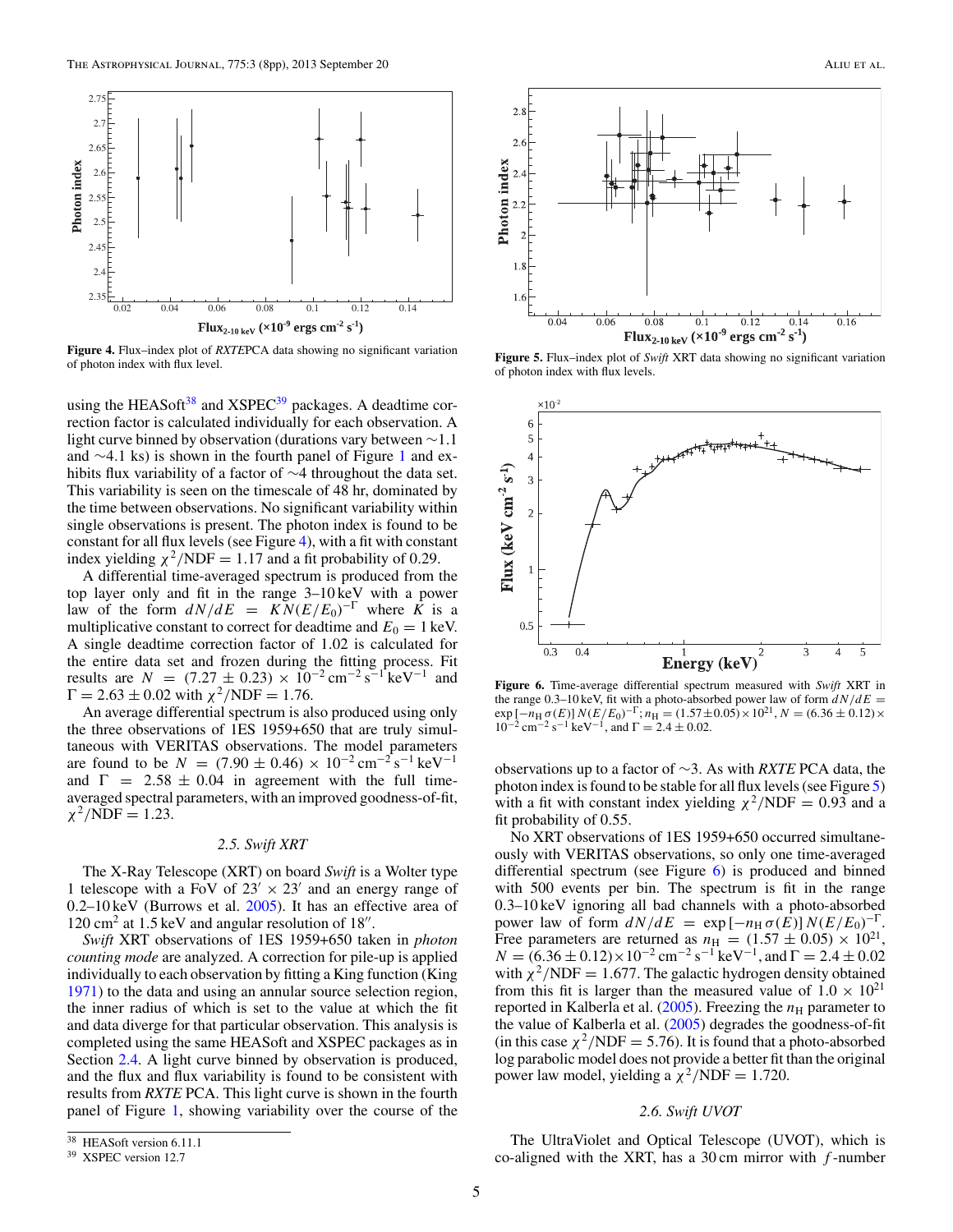**Figure 4.** Flux–index plot of *RXTE*PCA data showing no significant variation of photon index with flux level.

using the HEASoft[38] and XSPEC[39] packages. A deadtime correction factor is calculated individually for each observation. A light curve binned by observation (durations vary between ∼1.1 and ∼4.1 ks) is shown in the fourth panel of Figure 1 and exhibits flux variability of a factor of ∼4 throughout the data set. This variability is seen on the timescale of 48 hr, dominated by the time between observations. No significant variability within single observations is present. The photon index is found to be constant for all flux levels (see Figure 4), with a fit with constant index yielding $\chi^2/\mathrm{NDF} = 1.17$ and a fit probability of 0.29.

A differential time-averaged spectrum is produced from the top layer only and fit in the range 3–10 keV with a power law of the form $dN/dE = KN(E/E_0)^{-\Gamma}$ where $K$ is a multiplicative constant to correct for deadtime and $E_0 = 1$ keV. A single deadtime correction factor of 1.02 is calculated for the entire data set and frozen during the fitting process. Fit results are $N = (7.27 \pm 0.23) \times 10^{-2}\,\mathrm{cm^{-2}\,s^{-1}\,keV^{-1}}$ and $\Gamma = 2.63 \pm 0.02$ with $\chi^2/\mathrm{NDF} = 1.76$.

An average differential spectrum is also produced using only the three observations of 1ES 1959+650 that are truly simultaneous with VERITAS observations. The model parameters are found to be $N = (7.90 \pm 0.46) \times 10^{-2}\,\mathrm{cm^{-2}\,s^{-1}\,keV^{-1}}$ and $\Gamma = 2.58 \pm 0.04$ in agreement with the full time-averaged spectral parameters, with an improved goodness-of-fit, $\chi^2/\mathrm{NDF} = 1.23$.

### 2.5. *Swift XRT*

The X-Ray Telescope (XRT) on board *Swift* is a Wolter type 1 telescope with a FoV of $23' \times 23'$ and an energy range of 0.2–10 keV (Burrows et al. 2005). It has an effective area of $120\,\mathrm{cm^2}$ at 1.5 keV and angular resolution of $18''$.

*Swift* XRT observations of 1ES 1959+650 taken in *photon counting mode* are analyzed. A correction for pile-up is applied individually to each observation by fitting a King function (King 1971) to the data and using an annular source selection region, the inner radius of which is set to the value at which the fit and data diverge for that particular observation. This analysis is completed using the same HEASoft and XSPEC packages as in Section 2.4. A light curve binned by observation is produced, and the flux and flux variability is found to be consistent with results from *RXTE* PCA. This light curve is shown in the fourth panel of Figure 1, showing variability over the course of the observations up to a factor of ∼3. As with *RXTE* PCA data, the photon index is found to be stable for all flux levels (see Figure 5) with a fit with constant index yielding $\chi^2/\mathrm{NDF} = 0.93$ and a fit probability of 0.55.

**Figure 5.** Flux–index plot of *Swift* XRT data showing no significant variation of photon index with flux levels.

**Figure 6.** Time-average differential spectrum measured with *Swift* XRT in the range 0.3–10 keV, fit with a photo-absorbed power law of form $dN/dE = \exp\left[-n_\mathrm{H}\,\sigma(E)\right] N(E/E_0)^{-\Gamma}$; $n_\mathrm{H} = (1.57 \pm 0.05) \times 10^{21}$, $N = (6.36 \pm 0.12) \times 10^{-2}\,\mathrm{cm^{-2}\,s^{-1}\,keV^{-1}}$, and $\Gamma = 2.4 \pm 0.02$.

No XRT observations of 1ES 1959+650 occurred simultaneously with VERITAS observations, so only one time-averaged differential spectrum (see Figure 6) is produced and binned with 500 events per bin. The spectrum is fit in the range 0.3–10 keV ignoring all bad channels with a photo-absorbed power law of form $dN/dE = \exp\left[-n_\mathrm{H}\,\sigma(E)\right] N(E/E_0)^{-\Gamma}$. Free parameters are returned as $n_\mathrm{H} = (1.57 \pm 0.05) \times 10^{21}$, $N = (6.36 \pm 0.12) \times 10^{-2}\,\mathrm{cm^{-2}\,s^{-1}\,keV^{-1}}$, and $\Gamma = 2.4 \pm 0.02$ with $\chi^2/\mathrm{NDF} = 1.677$. The galactic hydrogen density obtained from this fit is larger than the measured value of $1.0 \times 10^{21}$ reported in Kalberla et al. (2005). Freezing the $n_\mathrm{H}$ parameter to the value of Kalberla et al. (2005) degrades the goodness-of-fit (in this case $\chi^2/\mathrm{NDF} = 5.76$). It is found that a photo-absorbed log parabolic model does not provide a better fit than the original power law model, yielding a $\chi^2/\mathrm{NDF} = 1.720$.

### 2.6. *Swift UVOT*

The UltraViolet and Optical Telescope (UVOT), which is co-aligned with the XRT, has a 30 cm mirror with $f$-number

[38] HEASoft version 6.11.1

[39] XSPEC version 12.7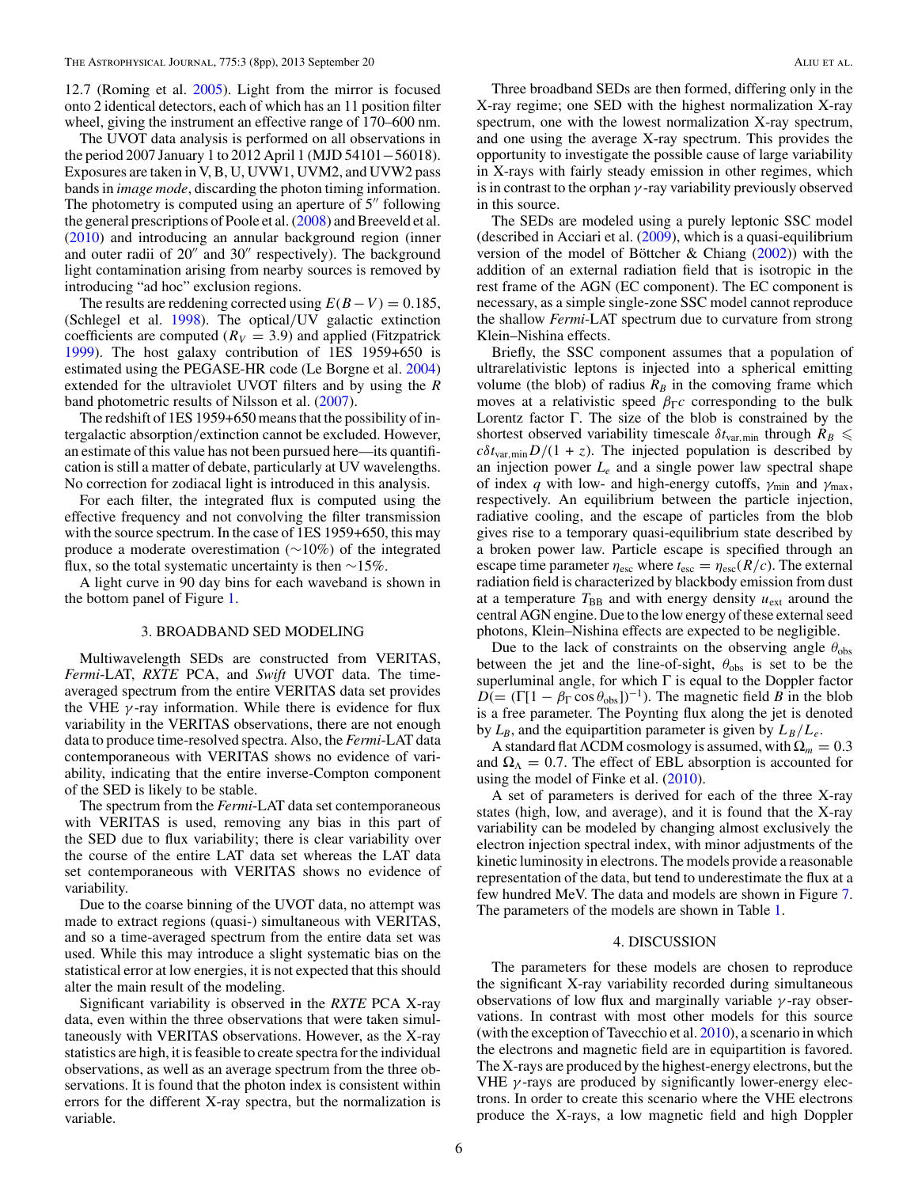12.7 (Roming et al. 2005). Light from the mirror is focused onto 2 identical detectors, each of which has an 11 position filter wheel, giving the instrument an effective range of 170–600 nm.

The UVOT data analysis is performed on all observations in the period 2007 January 1 to 2012 April 1 (MJD 54101 − 56018). Exposures are taken in V, B, U, UVW1, UVM2, and UVW2 pass bands in *image mode*, discarding the photon timing information. The photometry is computed using an aperture of 5″ following the general prescriptions of Poole et al. (2008) and Breeveld et al. (2010) and introducing an annular background region (inner and outer radii of 20″ and 30″ respectively). The background light contamination arising from nearby sources is removed by introducing "ad hoc" exclusion regions.

The results are reddening corrected using $E(B-V) = 0.185$, (Schlegel et al. 1998). The optical/UV galactic extinction coefficients are computed ($R_V = 3.9$) and applied (Fitzpatrick 1999). The host galaxy contribution of 1ES 1959+650 is estimated using the PEGASE-HR code (Le Borgne et al. 2004) extended for the ultraviolet UVOT filters and by using the *R* band photometric results of Nilsson et al. (2007).

The redshift of 1ES 1959+650 means that the possibility of intergalactic absorption/extinction cannot be excluded. However, an estimate of this value has not been pursued here—its quantification is still a matter of debate, particularly at UV wavelengths. No correction for zodiacal light is introduced in this analysis.

For each filter, the integrated flux is computed using the effective frequency and not convolving the filter transmission with the source spectrum. In the case of 1ES 1959+650, this may produce a moderate overestimation (∼10%) of the integrated flux, so the total systematic uncertainty is then ∼15%.

A light curve in 90 day bins for each waveband is shown in the bottom panel of Figure 1.

## 3. BROADBAND SED MODELING

Multiwavelength SEDs are constructed from VERITAS, *Fermi*-LAT, *RXTE* PCA, and *Swift* UVOT data. The time-averaged spectrum from the entire VERITAS data set provides the VHE $\gamma$-ray information. While there is evidence for flux variability in the VERITAS observations, there are not enough data to produce time-resolved spectra. Also, the *Fermi*-LAT data contemporaneous with VERITAS shows no evidence of variability, indicating that the entire inverse-Compton component of the SED is likely to be stable.

The spectrum from the *Fermi*-LAT data set contemporaneous with VERITAS is used, removing any bias in this part of the SED due to flux variability; there is clear variability over the course of the entire LAT data set whereas the LAT data set contemporaneous with VERITAS shows no evidence of variability.

Due to the coarse binning of the UVOT data, no attempt was made to extract regions (quasi-) simultaneous with VERITAS, and so a time-averaged spectrum from the entire data set was used. While this may introduce a slight systematic bias on the statistical error at low energies, it is not expected that this should alter the main result of the modeling.

Significant variability is observed in the *RXTE* PCA X-ray data, even within the three observations that were taken simultaneously with VERITAS observations. However, as the X-ray statistics are high, it is feasible to create spectra for the individual observations, as well as an average spectrum from the three observations. It is found that the photon index is consistent within errors for the different X-ray spectra, but the normalization is variable.

Three broadband SEDs are then formed, differing only in the X-ray regime; one SED with the highest normalization X-ray spectrum, one with the lowest normalization X-ray spectrum, and one using the average X-ray spectrum. This provides the opportunity to investigate the possible cause of large variability in X-rays with fairly steady emission in other regimes, which is in contrast to the orphan $\gamma$-ray variability previously observed in this source.

The SEDs are modeled using a purely leptonic SSC model (described in Acciari et al. (2009), which is a quasi-equilibrium version of the model of Böttcher & Chiang (2002)) with the addition of an external radiation field that is isotropic in the rest frame of the AGN (EC component). The EC component is necessary, as a simple single-zone SSC model cannot reproduce the shallow *Fermi*-LAT spectrum due to curvature from strong Klein–Nishina effects.

Briefly, the SSC component assumes that a population of ultrarelativistic leptons is injected into a spherical emitting volume (the blob) of radius $R_B$ in the comoving frame which moves at a relativistic speed $\beta_\Gamma c$ corresponding to the bulk Lorentz factor $\Gamma$. The size of the blob is constrained by the shortest observed variability timescale $\delta t_{\mathrm{var,min}}$ through $R_B \leqslant c\delta t_{\mathrm{var,min}} D/(1+z)$. The injected population is described by an injection power $L_e$ and a single power law spectral shape of index $q$ with low- and high-energy cutoffs, $\gamma_{\mathrm{min}}$ and $\gamma_{\mathrm{max}}$, respectively. An equilibrium between the particle injection, radiative cooling, and the escape of particles from the blob gives rise to a temporary quasi-equilibrium state described by a broken power law. Particle escape is specified through an escape time parameter $\eta_{\mathrm{esc}}$ where $t_{\mathrm{esc}} = \eta_{\mathrm{esc}}(R/c)$. The external radiation field is characterized by blackbody emission from dust at a temperature $T_{\mathrm{BB}}$ and with energy density $u_{\mathrm{ext}}$ around the central AGN engine. Due to the low energy of these external seed photons, Klein–Nishina effects are expected to be negligible.

Due to the lack of constraints on the observing angle $\theta_{\mathrm{obs}}$ between the jet and the line-of-sight, $\theta_{\mathrm{obs}}$ is set to be the superluminal angle, for which $\Gamma$ is equal to the Doppler factor $D(=(\Gamma[1-\beta_\Gamma \cos\theta_{\mathrm{obs}}])^{-1})$. The magnetic field $B$ in the blob is a free parameter. The Poynting flux along the jet is denoted by $L_B$, and the equipartition parameter is given by $L_B/L_e$.

A standard flat ΛCDM cosmology is assumed, with $\Omega_m = 0.3$ and $\Omega_\Lambda = 0.7$. The effect of EBL absorption is accounted for using the model of Finke et al. (2010).

A set of parameters is derived for each of the three X-ray states (high, low, and average), and it is found that the X-ray variability can be modeled by changing almost exclusively the electron injection spectral index, with minor adjustments of the kinetic luminosity in electrons. The models provide a reasonable representation of the data, but tend to underestimate the flux at a few hundred MeV. The data and models are shown in Figure 7. The parameters of the models are shown in Table 1.

## 4. DISCUSSION

The parameters for these models are chosen to reproduce the significant X-ray variability recorded during simultaneous observations of low flux and marginally variable $\gamma$-ray observations. In contrast with most other models for this source (with the exception of Tavecchio et al. 2010), a scenario in which the electrons and magnetic field are in equipartition is favored. The X-rays are produced by the highest-energy electrons, but the VHE $\gamma$-rays are produced by significantly lower-energy electrons. In order to create this scenario where the VHE electrons produce the X-rays, a low magnetic field and high Doppler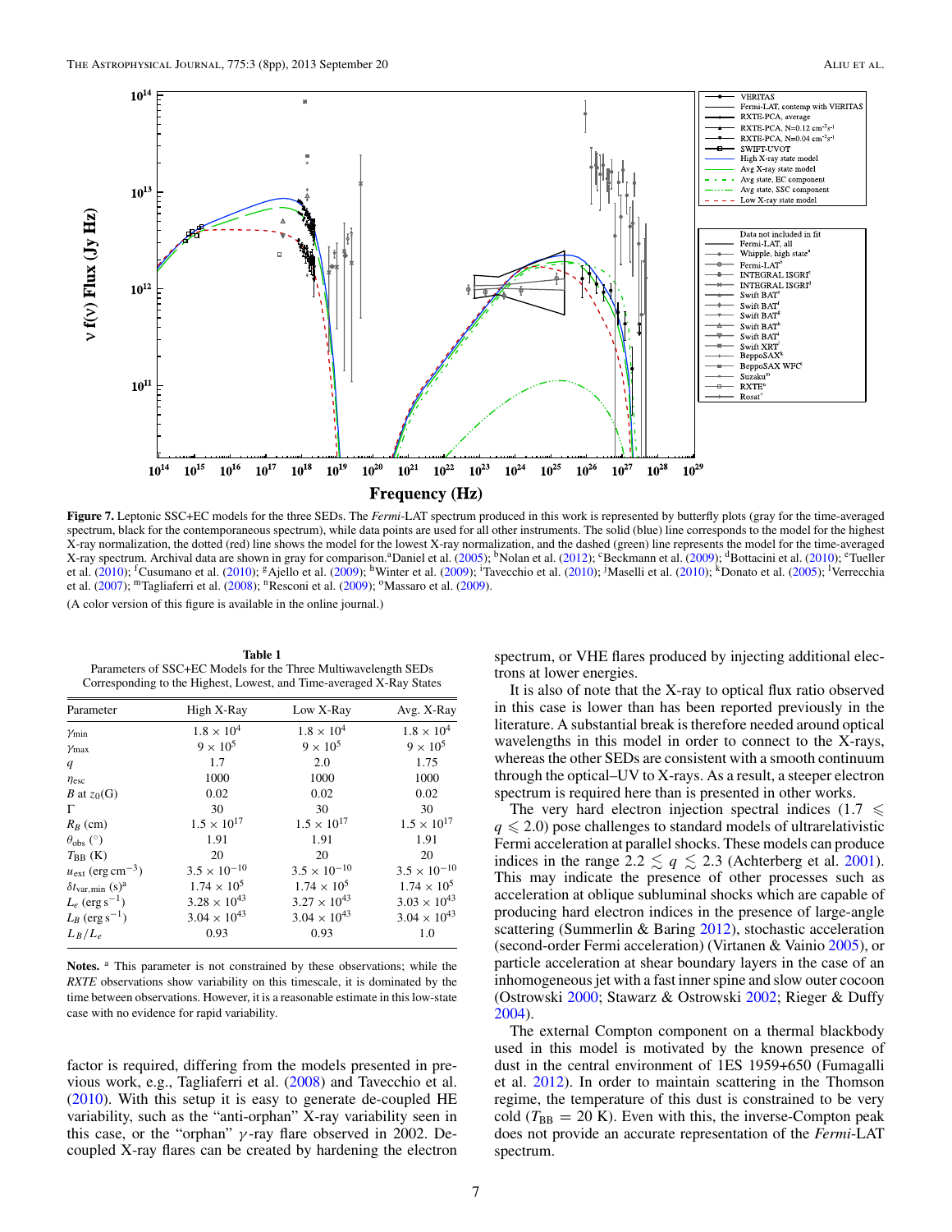**Figure 7.** Leptonic SSC+EC models for the three SEDs. The *Fermi*-LAT spectrum produced in this work is represented by butterfly plots (gray for the time-averaged spectrum, black for the contemporaneous spectrum), while data points are used for all other instruments. The solid (blue) line corresponds to the model for the highest X-ray normalization, the dotted (red) line shows the model for the lowest X-ray normalization, and the dashed (green) line represents the model for the time-averaged X-ray spectrum. Archival data are shown in gray for comparison.[a]Daniel et al. (2005); [b]Nolan et al. (2012); [c]Beckmann et al. (2009); [d]Bottacini et al. (2010); [e]Tueller et al. (2010); [f]Cusumano et al. (2010); [g]Ajello et al. (2009); [h]Winter et al. (2009); [i]Tavecchio et al. (2010); [j]Maselli et al. (2010); [k]Donato et al. (2005); [l]Verrecchia et al. (2007); [m]Tagliaferri et al. (2008); [n]Resconi et al. (2009); [o]Massaro et al. (2009).

(A color version of this figure is available in the online journal.)

**Table 1**
Parameters of SSC+EC Models for the Three Multiwavelength SEDs Corresponding to the Highest, Lowest, and Time-averaged X-Ray States

| Parameter | High X-Ray | Low X-Ray | Avg. X-Ray |
|---|---|---|---|
| $\gamma_{\rm min}$ | $1.8 \times 10^4$ | $1.8 \times 10^4$ | $1.8 \times 10^4$ |
| $\gamma_{\rm max}$ | $9 \times 10^5$ | $9 \times 10^5$ | $9 \times 10^5$ |
| $q$ | 1.7 | 2.0 | 1.75 |
| $\eta_{\rm esc}$ | 1000 | 1000 | 1000 |
| $B$ at $z_0$(G) | 0.02 | 0.02 | 0.02 |
| $\Gamma$ | 30 | 30 | 30 |
| $R_B$ (cm) | $1.5 \times 10^{17}$ | $1.5 \times 10^{17}$ | $1.5 \times 10^{17}$ |
| $\theta_{\rm obs}$ (°) | 1.91 | 1.91 | 1.91 |
| $T_{\rm BB}$ (K) | 20 | 20 | 20 |
| $u_{\rm ext}$ (erg cm$^{-3}$) | $3.5 \times 10^{-10}$ | $3.5 \times 10^{-10}$ | $3.5 \times 10^{-10}$ |
| $\delta t_{\rm var,min}$ (s)[a] | $1.74 \times 10^5$ | $1.74 \times 10^5$ | $1.74 \times 10^5$ |
| $L_e$ (erg s$^{-1}$) | $3.28 \times 10^{43}$ | $3.27 \times 10^{43}$ | $3.03 \times 10^{43}$ |
| $L_B$ (erg s$^{-1}$) | $3.04 \times 10^{43}$ | $3.04 \times 10^{43}$ | $3.04 \times 10^{43}$ |
| $L_B/L_e$ | 0.93 | 0.93 | 1.0 |

**Notes.** [a] This parameter is not constrained by these observations; while the *RXTE* observations show variability on this timescale, it is dominated by the time between observations. However, it is a reasonable estimate in this low-state case with no evidence for rapid variability.

factor is required, differing from the models presented in previous work, e.g., Tagliaferri et al. (2008) and Tavecchio et al. (2010). With this setup it is easy to generate de-coupled HE variability, such as the "anti-orphan" X-ray variability seen in this case, or the "orphan" $\gamma$-ray flare observed in 2002. De-coupled X-ray flares can be created by hardening the electron spectrum, or VHE flares produced by injecting additional electrons at lower energies.

It is also of note that the X-ray to optical flux ratio observed in this case is lower than has been reported previously in the literature. A substantial break is therefore needed around optical wavelengths in this model in order to connect to the X-rays, whereas the other SEDs are consistent with a smooth continuum through the optical–UV to X-rays. As a result, a steeper electron spectrum is required here than is presented in other works.

The very hard electron injection spectral indices ($1.7 \leqslant q \leqslant 2.0$) pose challenges to standard models of ultrarelativistic Fermi acceleration at parallel shocks. These models can produce indices in the range $2.2 \lesssim q \lesssim 2.3$ (Achterberg et al. 2001). This may indicate the presence of other processes such as acceleration at oblique subluminal shocks which are capable of producing hard electron indices in the presence of large-angle scattering (Summerlin & Baring 2012), stochastic acceleration (second-order Fermi acceleration) (Virtanen & Vainio 2005), or particle acceleration at shear boundary layers in the case of an inhomogeneous jet with a fast inner spine and slow outer cocoon (Ostrowski 2000; Stawarz & Ostrowski 2002; Rieger & Duffy 2004).

The external Compton component on a thermal blackbody used in this model is motivated by the known presence of dust in the central environment of 1ES 1959+650 (Fumagalli et al. 2012). In order to maintain scattering in the Thomson regime, the temperature of this dust is constrained to be very cold ($T_{\rm BB} = 20$ K). Even with this, the inverse-Compton peak does not provide an accurate representation of the *Fermi*-LAT spectrum.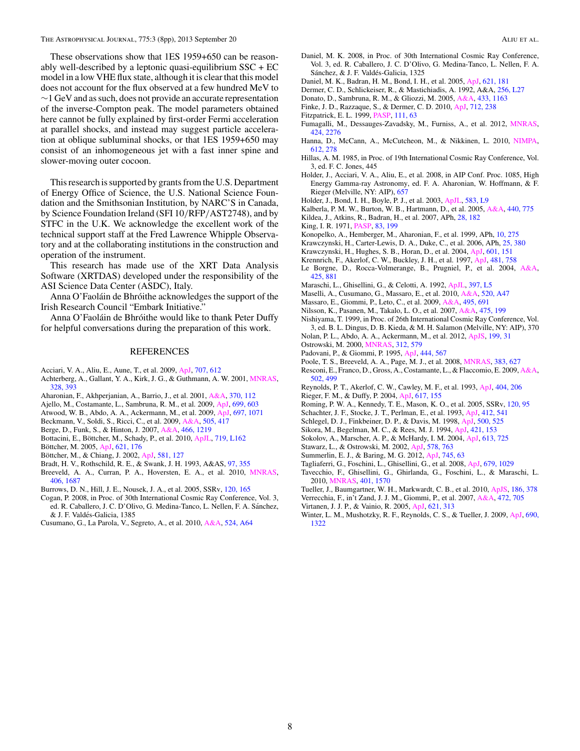These observations show that 1ES 1959+650 can be reasonably well-described by a leptonic quasi-equilibrium SSC + EC model in a low VHE flux state, although it is clear that this model does not account for the flux observed at a few hundred MeV to $\sim$1 GeV and as such, does not provide an accurate representation of the inverse-Compton peak. The model parameters obtained here cannot be fully explained by first-order Fermi acceleration at parallel shocks, and instead may suggest particle acceleration at oblique subluminal shocks, or that 1ES 1959+650 may consist of an inhomogeneous jet with a fast inner spine and slower-moving outer cocoon.

This research is supported by grants from the U.S. Department of Energy Office of Science, the U.S. National Science Foundation and the Smithsonian Institution, by NARC'S in Canada, by Science Foundation Ireland (SFI 10/RFP/AST2748), and by STFC in the U.K. We acknowledge the excellent work of the technical support staff at the Fred Lawrence Whipple Observatory and at the collaborating institutions in the construction and operation of the instrument.

This research has made use of the XRT Data Analysis Software (XRTDAS) developed under the responsibility of the ASI Science Data Center (ASDC), Italy.

Anna O'Faoláin de Bhróithe acknowledges the support of the Irish Research Council "Embark Initiative."

Anna O'Faoláin de Bhróithe would like to thank Peter Duffy for helpful conversations during the preparation of this work.

## REFERENCES

Acciari, V. A., Aliu, E., Aune, T., et al. 2009, ApJ, 707, 612
Achterberg, A., Gallant, Y. A., Kirk, J. G., & Guthmann, A. W. 2001, MNRAS, 328, 393
Aharonian, F., Akhperjanian, A., Barrio, J., et al. 2001, A&A, 370, 112
Ajello, M., Costamante, L., Sambruna, R. M., et al. 2009, ApJ, 699, 603
Atwood, W. B., Abdo, A. A., Ackermann, M., et al. 2009, ApJ, 697, 1071
Beckmann, V., Soldi, S., Ricci, C., et al. 2009, A&A, 505, 417
Berge, D., Funk, S., & Hinton, J. 2007, A&A, 466, 1219
Bottacini, E., Böttcher, M., Schady, P., et al. 2010, ApJL, 719, L162
Böttcher, M. 2005, ApJ, 621, 176
Böttcher, M., & Chiang, J. 2002, ApJ, 581, 127
Bradt, H. V., Rothschild, R. E., & Swank, J. H. 1993, A&AS, 97, 355
Breeveld, A. A., Curran, P. A., Hoversten, E. A., et al. 2010, MNRAS, 406, 1687
Burrows, D. N., Hill, J. E., Nousek, J. A., et al. 2005, SSRv, 120, 165
Cogan, P. 2008, in Proc. of 30th International Cosmic Ray Conference, Vol. 3, ed. R. Caballero, J. C. D'Olivo, G. Medina-Tanco, L. Nellen, F. A. Sánchez, & J. F. Valdés-Galicia, 1385
Cusumano, G., La Parola, V., Segreto, A., et al. 2010, A&A, 524, A64
Daniel, M. K. 2008, in Proc. of 30th International Cosmic Ray Conference, Vol. 3, ed. R. Caballero, J. C. D'Olivo, G. Medina-Tanco, L. Nellen, F. A. Sánchez, & J. F. Valdés-Galicia, 1325
Daniel, M. K., Badran, H. M., Bond, I. H., et al. 2005, ApJ, 621, 181
Dermer, C. D., Schlickeiser, R., & Mastichiadis, A. 1992, A&A, 256, L27
Donato, D., Sambruna, R. M., & Gliozzi, M. 2005, A&A, 433, 1163
Finke, J. D., Razzaque, S., & Dermer, C. D. 2010, ApJ, 712, 238
Fitzpatrick, E. L. 1999, PASP, 111, 63
Fumagalli, M., Dessauges-Zavadsky, M., Furniss, A., et al. 2012, MNRAS, 424, 2276
Hanna, D., McCann, A., McCutcheon, M., & Nikkinen, L. 2010, NIMPA, 612, 278
Hillas, A. M. 1985, in Proc. of 19th International Cosmic Ray Conference, Vol. 3, ed. F. C. Jones, 445
Holder, J., Acciari, V. A., Aliu, E., et al. 2008, in AIP Conf. Proc. 1085, High Energy Gamma-ray Astronomy, ed. F. A. Aharonian, W. Hoffmann, & F. Rieger (Melville, NY: AIP), 657
Holder, J., Bond, I. H., Boyle, P. J., et al. 2003, ApJL, 583, L9
Kalberla, P. M. W., Burton, W. B., Hartmann, D., et al. 2005, A&A, 440, 775
Kildea, J., Atkins, R., Badran, H., et al. 2007, APh, 28, 182
King, I. R. 1971, PASP, 83, 199
Konopelko, A., Hemberger, M., Aharonian, F., et al. 1999, APh, 10, 275
Krawczynski, H., Carter-Lewis, D. A., Duke, C., et al. 2006, APh, 25, 380
Krawczynski, H., Hughes, S. B., Horan, D., et al. 2004, ApJ, 601, 151
Krennrich, F., Akerlof, C. W., Buckley, J. H., et al. 1997, ApJ, 481, 758
Le Borgne, D., Rocca-Volmerange, B., Prugniel, P., et al. 2004, A&A, 425, 881
Maraschi, L., Ghisellini, G., & Celotti, A. 1992, ApJL, 397, L5
Maselli, A., Cusumano, G., Massaro, E., et al. 2010, A&A, 520, A47
Massaro, E., Giommi, P., Leto, C., et al. 2009, A&A, 495, 691
Nilsson, K., Pasanen, M., Takalo, L. O., et al. 2007, A&A, 475, 199
Nishiyama, T. 1999, in Proc. of 26th International Cosmic Ray Conference, Vol. 3, ed. B. L. Dingus, D. B. Kieda, & M. H. Salamon (Melville, NY: AIP), 370
Nolan, P. L., Abdo, A. A., Ackermann, M., et al. 2012, ApJS, 199, 31
Ostrowski, M. 2000, MNRAS, 312, 579
Padovani, P., & Giommi, P. 1995, ApJ, 444, 567
Poole, T. S., Breeveld, A. A., Page, M. J., et al. 2008, MNRAS, 383, 627
Resconi, E., Franco, D., Gross, A., Costamante, L., & Flaccomio, E. 2009, A&A, 502, 499
Reynolds, P. T., Akerlof, C. W., Cawley, M. F., et al. 1993, ApJ, 404, 206
Rieger, F. M., & Duffy, P. 2004, ApJ, 617, 155
Roming, P. W. A., Kennedy, T. E., Mason, K. O., et al. 2005, SSRv, 120, 95
Schachter, J. F., Stocke, J. T., Perlman, E., et al. 1993, ApJ, 412, 541
Schlegel, D. J., Finkbeiner, D. P., & Davis, M. 1998, ApJ, 500, 525
Sikora, M., Begelman, M. C., & Rees, M. J. 1994, ApJ, 421, 153
Sokolov, A., Marscher, A. P., & McHardy, I. M. 2004, ApJ, 613, 725
Stawarz, L., & Ostrowski, M. 2002, ApJ, 578, 763
Summerlin, E. J., & Baring, M. G. 2012, ApJ, 745, 63
Tagliaferri, G., Foschini, L., Ghisellini, G., et al. 2008, ApJ, 679, 1029
Tavecchio, F., Ghisellini, G., Ghirlanda, G., Foschini, L., & Maraschi, L. 2010, MNRAS, 401, 1570
Tueller, J., Baumgartner, W. H., Markwardt, C. B., et al. 2010, ApJS, 186, 378
Verrecchia, F., in't Zand, J. J. M., Giommi, P., et al. 2007, A&A, 472, 705
Virtanen, J. J. P., & Vainio, R. 2005, ApJ, 621, 313
Winter, L. M., Mushotzky, R. F., Reynolds, C. S., & Tueller, J. 2009, ApJ, 690, 1322